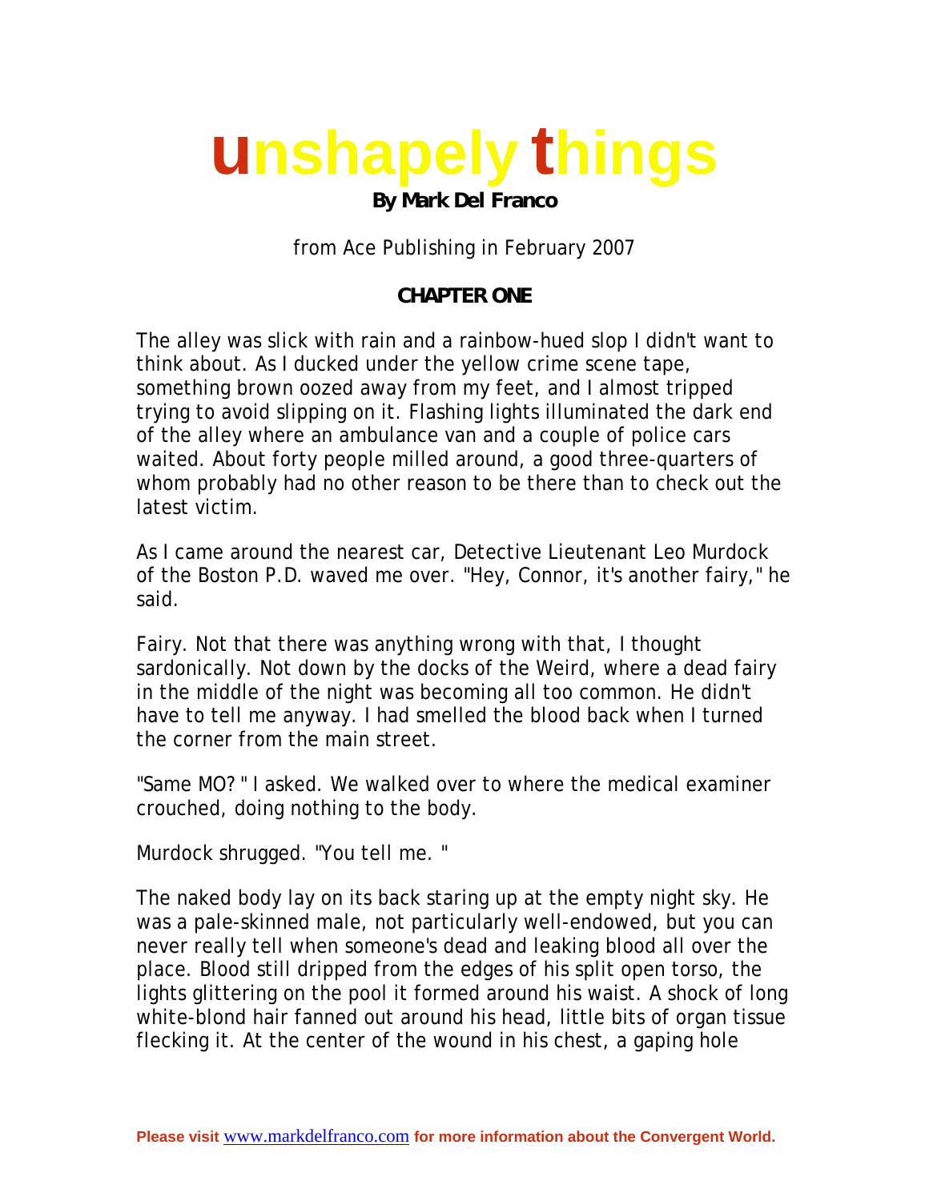# unshapely things

**By Mark Del Franco**

from Ace Publishing in February 2007

## CHAPTER ONE

The alley was slick with rain and a rainbow-hued slop I didn't want to think about. As I ducked under the yellow crime scene tape, something brown oozed away from my feet, and I almost tripped trying to avoid slipping on it. Flashing lights illuminated the dark end of the alley where an ambulance van and a couple of police cars waited. About forty people milled around, a good three-quarters of whom probably had no other reason to be there than to check out the latest victim.

As I came around the nearest car, Detective Lieutenant Leo Murdock of the Boston P.D. waved me over. "Hey, Connor, it's another fairy," he said.

Fairy. Not that there was anything wrong with that, I thought sardonically. Not down by the docks of the Weird, where a dead fairy in the middle of the night was becoming all too common. He didn't have to tell me anyway. I had smelled the blood back when I turned the corner from the main street.

"Same MO? " I asked. We walked over to where the medical examiner crouched, doing nothing to the body.

Murdock shrugged. "You tell me. "

The naked body lay on its back staring up at the empty night sky. He was a pale-skinned male, not particularly well-endowed, but you can never really tell when someone's dead and leaking blood all over the place. Blood still dripped from the edges of his split open torso, the lights glittering on the pool it formed around his waist. A shock of long white-blond hair fanned out around his head, little bits of organ tissue flecking it. At the center of the wound in his chest, a gaping hole

**Please visit www.markdelfranco.com for more information about the Convergent World.**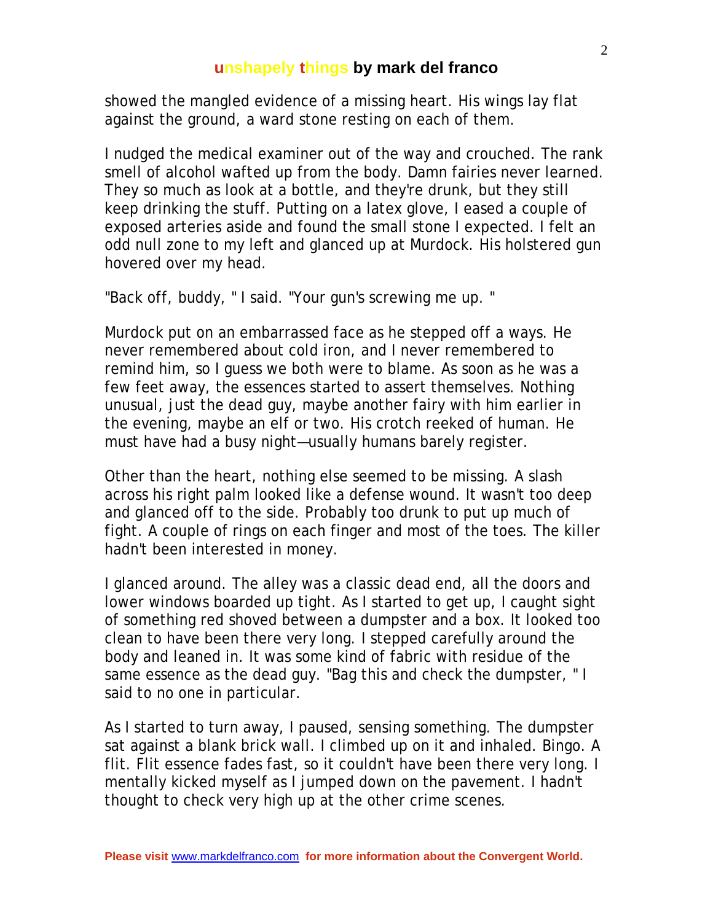showed the mangled evidence of a missing heart. His wings lay flat against the ground, a ward stone resting on each of them.

I nudged the medical examiner out of the way and crouched. The rank smell of alcohol wafted up from the body. Damn fairies never learned. They so much as look at a bottle, and they're drunk, but they still keep drinking the stuff. Putting on a latex glove, I eased a couple of exposed arteries aside and found the small stone I expected. I felt an odd null zone to my left and glanced up at Murdock. His holstered gun hovered over my head.

"Back off, buddy, " I said. "Your gun's screwing me up. "

Murdock put on an embarrassed face as he stepped off a ways. He never remembered about cold iron, and I never remembered to remind him, so I guess we both were to blame. As soon as he was a few feet away, the essences started to assert themselves. Nothing unusual, just the dead guy, maybe another fairy with him earlier in the evening, maybe an elf or two. His crotch reeked of human. He must have had a busy night—usually humans barely register.

Other than the heart, nothing else seemed to be missing. A slash across his right palm looked like a defense wound. It wasn't too deep and glanced off to the side. Probably too drunk to put up much of fight. A couple of rings on each finger and most of the toes. The killer hadn't been interested in money.

I glanced around. The alley was a classic dead end, all the doors and lower windows boarded up tight. As I started to get up, I caught sight of something red shoved between a dumpster and a box. It looked too clean to have been there very long. I stepped carefully around the body and leaned in. It was some kind of fabric with residue of the same essence as the dead guy. "Bag this and check the dumpster, " I said to no one in particular.

As I started to turn away, I paused, sensing something. The dumpster sat against a blank brick wall. I climbed up on it and inhaled. Bingo. A flit. Flit essence fades fast, so it couldn't have been there very long. I mentally kicked myself as I jumped down on the pavement. I hadn't thought to check very high up at the other crime scenes.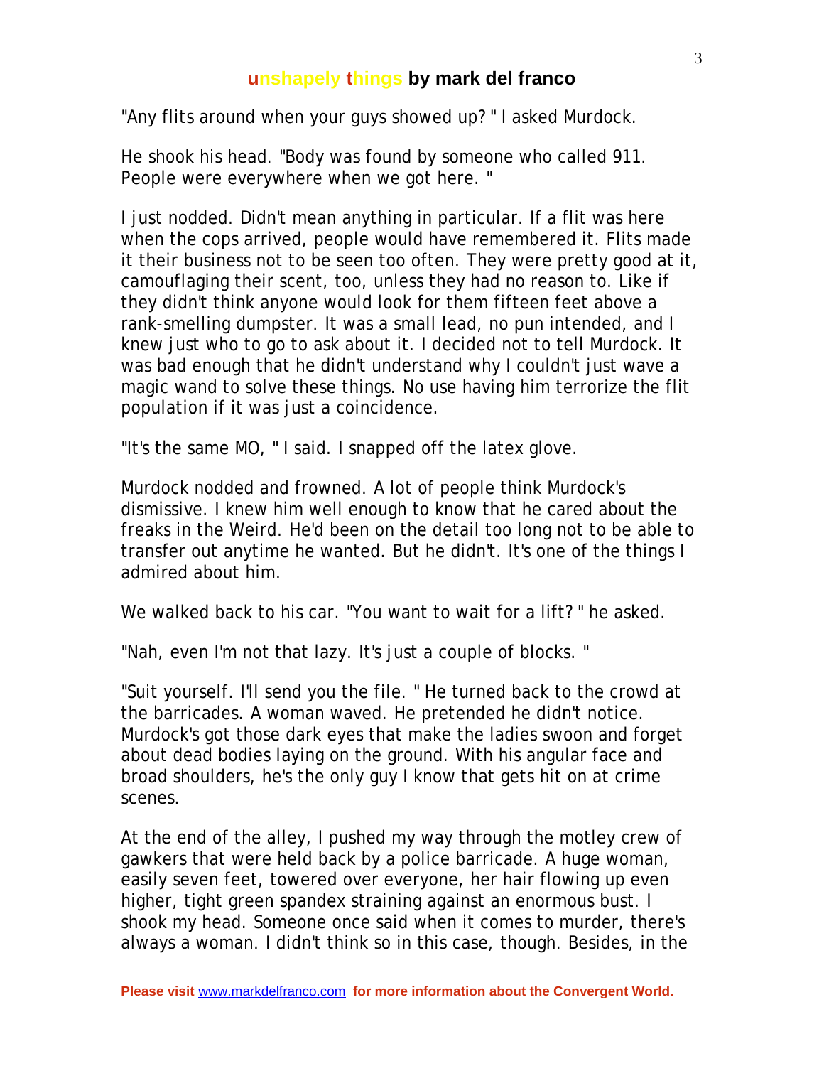"Any flits around when your guys showed up? " I asked Murdock.

He shook his head. "Body was found by someone who called 911. People were everywhere when we got here. "

I just nodded. Didn't mean anything in particular. If a flit was here when the cops arrived, people would have remembered it. Flits made it their business not to be seen too often. They were pretty good at it, camouflaging their scent, too, unless they had no reason to. Like if they didn't think anyone would look for them fifteen feet above a rank-smelling dumpster. It was a small lead, no pun intended, and I knew just who to go to ask about it. I decided not to tell Murdock. It was bad enough that he didn't understand why I couldn't just wave a magic wand to solve these things. No use having him terrorize the flit population if it was just a coincidence.

"It's the same MO, " I said. I snapped off the latex glove.

Murdock nodded and frowned. A lot of people think Murdock's dismissive. I knew him well enough to know that he cared about the freaks in the Weird. He'd been on the detail too long not to be able to transfer out anytime he wanted. But he didn't. It's one of the things I admired about him.

We walked back to his car. "You want to wait for a lift? " he asked.

"Nah, even I'm not that lazy. It's just a couple of blocks. "

"Suit yourself. I'll send you the file. " He turned back to the crowd at the barricades. A woman waved. He pretended he didn't notice. Murdock's got those dark eyes that make the ladies swoon and forget about dead bodies laying on the ground. With his angular face and broad shoulders, he's the only guy I know that gets hit on at crime scenes.

At the end of the alley, I pushed my way through the motley crew of gawkers that were held back by a police barricade. A huge woman, easily seven feet, towered over everyone, her hair flowing up even higher, tight green spandex straining against an enormous bust. I shook my head. Someone once said when it comes to murder, there's always a woman. I didn't think so in this case, though. Besides, in the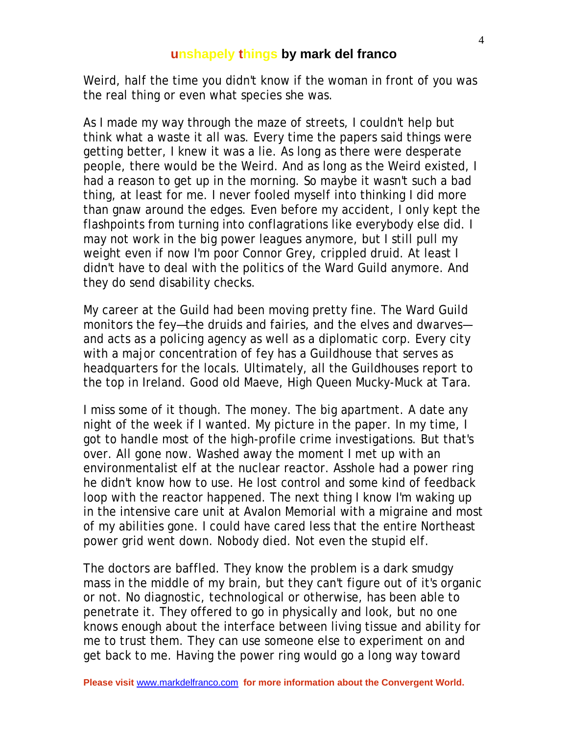Weird, half the time you didn't know if the woman in front of you was the real thing or even what species she was.

As I made my way through the maze of streets, I couldn't help but think what a waste it all was. Every time the papers said things were getting better, I knew it was a lie. As long as there were desperate people, there would be the Weird. And as long as the Weird existed, I had a reason to get up in the morning. So maybe it wasn't such a bad thing, at least for me. I never fooled myself into thinking I did more than gnaw around the edges. Even before my accident, I only kept the flashpoints from turning into conflagrations like everybody else did. I may not work in the big power leagues anymore, but I still pull my weight even if now I'm poor Connor Grey, crippled druid. At least I didn't have to deal with the politics of the Ward Guild anymore. And they do send disability checks.

My career at the Guild had been moving pretty fine. The Ward Guild monitors the fey—the druids and fairies, and the elves and dwarves—and acts as a policing agency as well as a diplomatic corp. Every city with a major concentration of fey has a Guildhouse that serves as headquarters for the locals. Ultimately, all the Guildhouses report to the top in Ireland. Good old Maeve, High Queen Mucky-Muck at Tara.

I miss some of it though. The money. The big apartment. A date any night of the week if I wanted. My picture in the paper. In my time, I got to handle most of the high-profile crime investigations. But that's over. All gone now. Washed away the moment I met up with an environmentalist elf at the nuclear reactor. Asshole had a power ring he didn't know how to use. He lost control and some kind of feedback loop with the reactor happened. The next thing I know I'm waking up in the intensive care unit at Avalon Memorial with a migraine and most of my abilities gone. I could have cared less that the entire Northeast power grid went down. Nobody died. Not even the stupid elf.

The doctors are baffled. They know the problem is a dark smudgy mass in the middle of my brain, but they can't figure out of it's organic or not. No diagnostic, technological or otherwise, has been able to penetrate it. They offered to go in physically and look, but no one knows enough about the interface between living tissue and ability for me to trust them. They can use someone else to experiment on and get back to me. Having the power ring would go a long way toward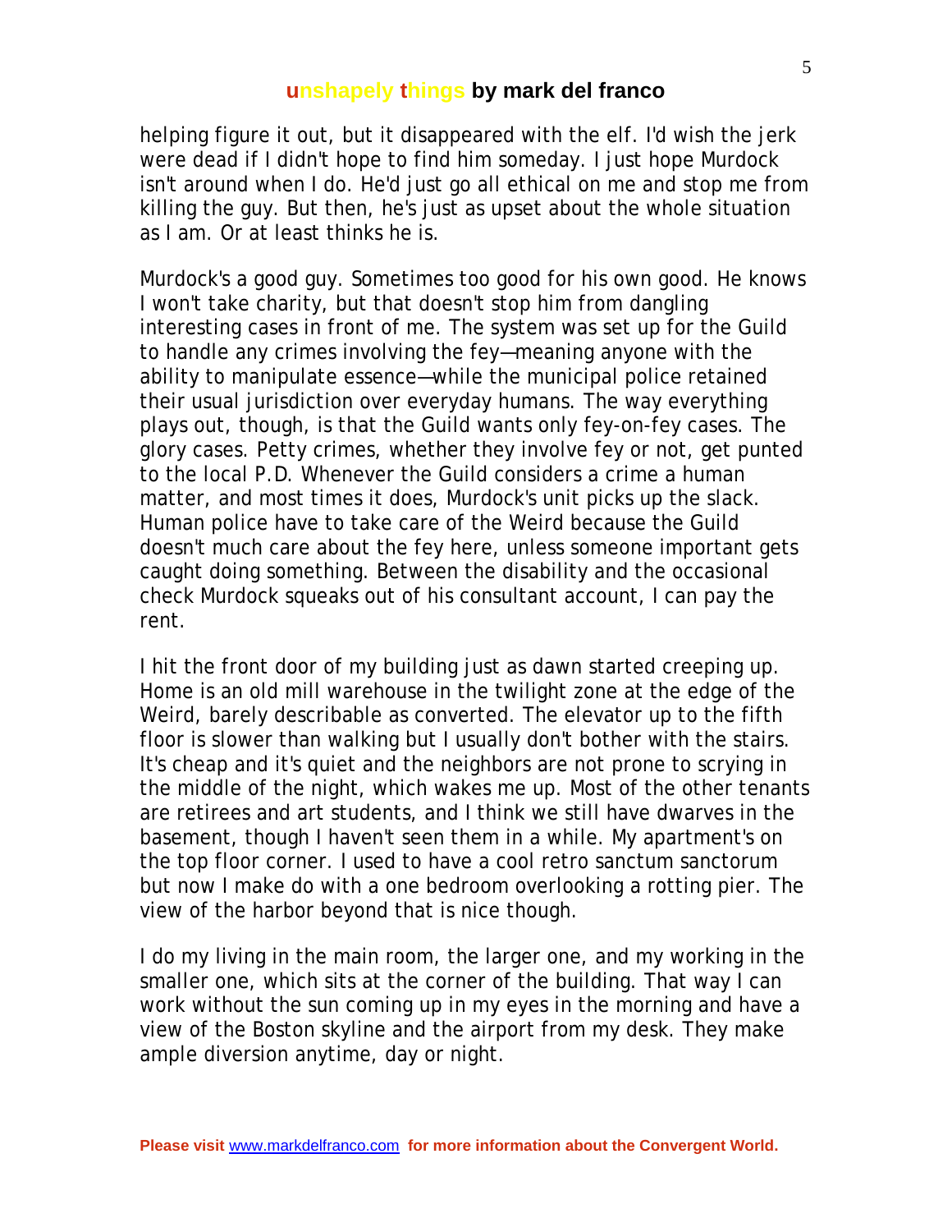helping figure it out, but it disappeared with the elf. I'd wish the jerk were dead if I didn't hope to find him someday. I just hope Murdock isn't around when I do. He'd just go all ethical on me and stop me from killing the guy. But then, he's just as upset about the whole situation as I am. Or at least thinks he is.

Murdock's a good guy. Sometimes too good for his own good. He knows I won't take charity, but that doesn't stop him from dangling interesting cases in front of me. The system was set up for the Guild to handle any crimes involving the fey—meaning anyone with the ability to manipulate essence—while the municipal police retained their usual jurisdiction over everyday humans. The way everything plays out, though, is that the Guild wants only fey-on-fey cases. The glory cases. Petty crimes, whether they involve fey or not, get punted to the local P.D. Whenever the Guild considers a crime a human matter, and most times it does, Murdock's unit picks up the slack. Human police have to take care of the Weird because the Guild doesn't much care about the fey here, unless someone important gets caught doing something. Between the disability and the occasional check Murdock squeaks out of his consultant account, I can pay the rent.

I hit the front door of my building just as dawn started creeping up. Home is an old mill warehouse in the twilight zone at the edge of the Weird, barely describable as converted. The elevator up to the fifth floor is slower than walking but I usually don't bother with the stairs. It's cheap and it's quiet and the neighbors are not prone to scrying in the middle of the night, which wakes me up. Most of the other tenants are retirees and art students, and I think we still have dwarves in the basement, though I haven't seen them in a while. My apartment's on the top floor corner. I used to have a cool retro sanctum sanctorum but now I make do with a one bedroom overlooking a rotting pier. The view of the harbor beyond that is nice though.

I do my living in the main room, the larger one, and my working in the smaller one, which sits at the corner of the building. That way I can work without the sun coming up in my eyes in the morning and have a view of the Boston skyline and the airport from my desk. They make ample diversion anytime, day or night.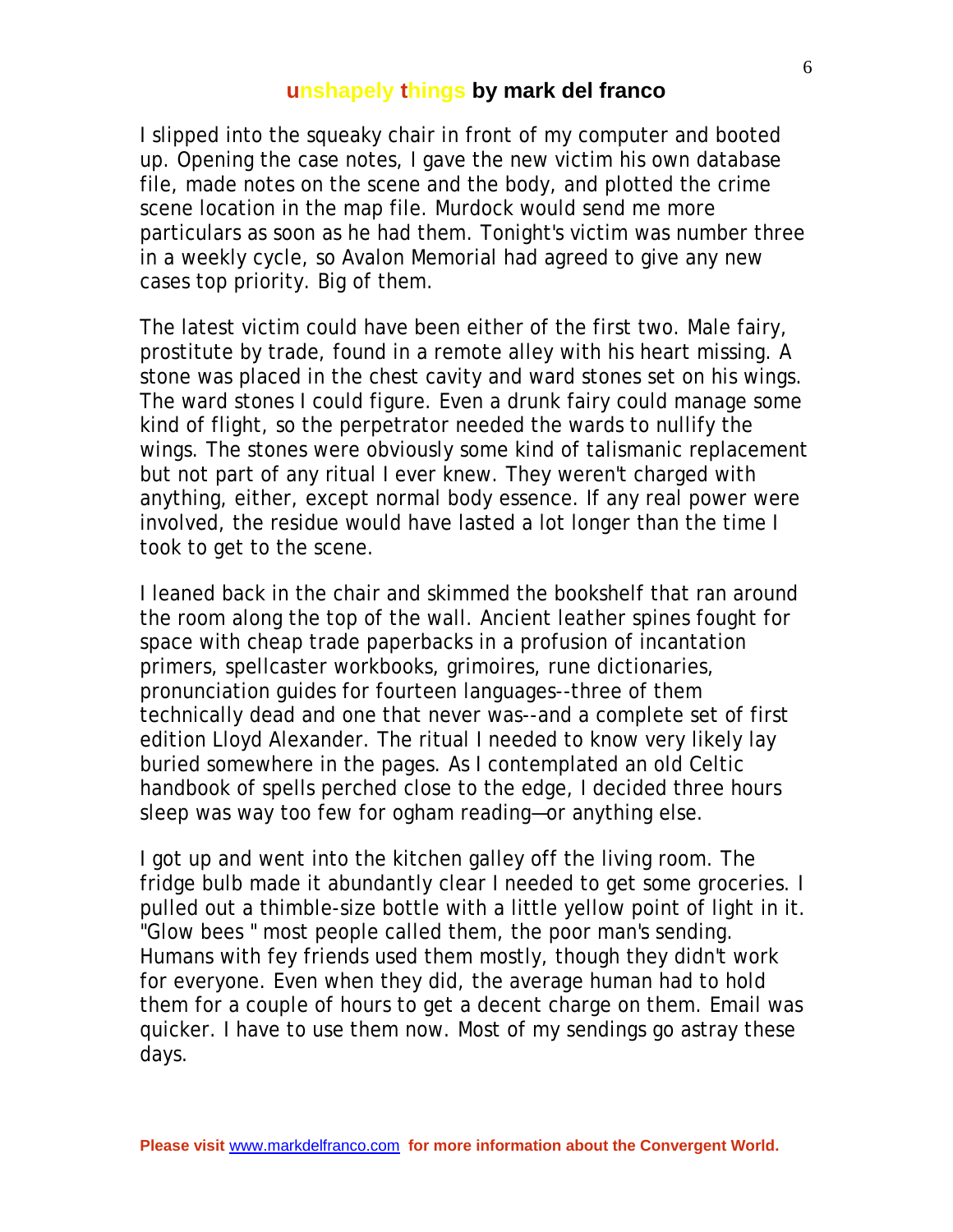I slipped into the squeaky chair in front of my computer and booted up. Opening the case notes, I gave the new victim his own database file, made notes on the scene and the body, and plotted the crime scene location in the map file. Murdock would send me more particulars as soon as he had them. Tonight's victim was number three in a weekly cycle, so Avalon Memorial had agreed to give any new cases top priority. Big of them.

The latest victim could have been either of the first two. Male fairy, prostitute by trade, found in a remote alley with his heart missing. A stone was placed in the chest cavity and ward stones set on his wings. The ward stones I could figure. Even a drunk fairy could manage some kind of flight, so the perpetrator needed the wards to nullify the wings. The stones were obviously some kind of talismanic replacement but not part of any ritual I ever knew. They weren't charged with anything, either, except normal body essence. If any real power were involved, the residue would have lasted a lot longer than the time I took to get to the scene.

I leaned back in the chair and skimmed the bookshelf that ran around the room along the top of the wall. Ancient leather spines fought for space with cheap trade paperbacks in a profusion of incantation primers, spellcaster workbooks, grimoires, rune dictionaries, pronunciation guides for fourteen languages--three of them technically dead and one that never was--and a complete set of first edition Lloyd Alexander. The ritual I needed to know very likely lay buried somewhere in the pages. As I contemplated an old Celtic handbook of spells perched close to the edge, I decided three hours sleep was way too few for ogham reading—or anything else.

I got up and went into the kitchen galley off the living room. The fridge bulb made it abundantly clear I needed to get some groceries. I pulled out a thimble-size bottle with a little yellow point of light in it. "Glow bees " most people called them, the poor man's sending. Humans with fey friends used them mostly, though they didn't work for everyone. Even when they did, the average human had to hold them for a couple of hours to get a decent charge on them. Email was quicker. I have to use them now. Most of my sendings go astray these days.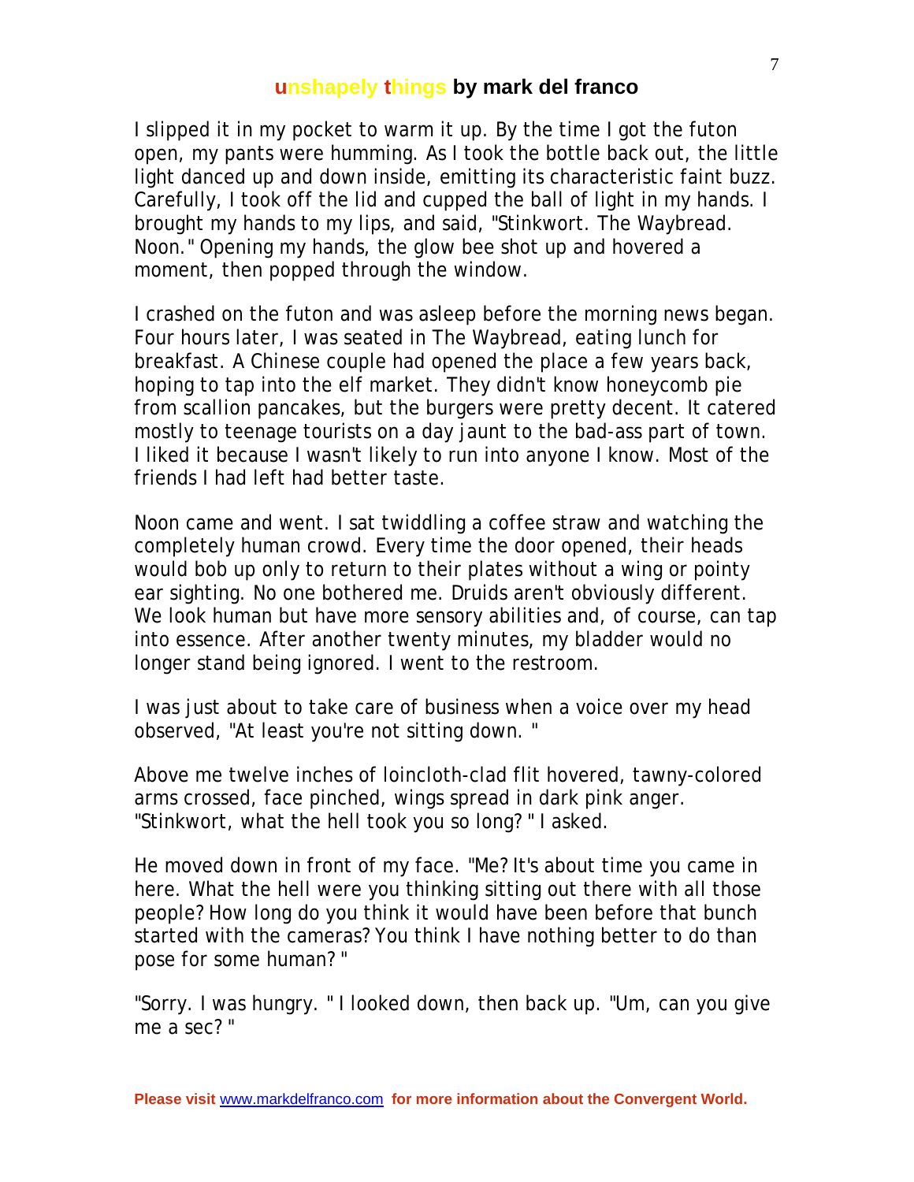I slipped it in my pocket to warm it up. By the time I got the futon open, my pants were humming. As I took the bottle back out, the little light danced up and down inside, emitting its characteristic faint buzz. Carefully, I took off the lid and cupped the ball of light in my hands. I brought my hands to my lips, and said, "Stinkwort. The Waybread. Noon." Opening my hands, the glow bee shot up and hovered a moment, then popped through the window.

I crashed on the futon and was asleep before the morning news began. Four hours later, I was seated in The Waybread, eating lunch for breakfast. A Chinese couple had opened the place a few years back, hoping to tap into the elf market. They didn't know honeycomb pie from scallion pancakes, but the burgers were pretty decent. It catered mostly to teenage tourists on a day jaunt to the bad-ass part of town. I liked it because I wasn't likely to run into anyone I know. Most of the friends I had left had better taste.

Noon came and went. I sat twiddling a coffee straw and watching the completely human crowd. Every time the door opened, their heads would bob up only to return to their plates without a wing or pointy ear sighting. No one bothered me. Druids aren't obviously different. We look human but have more sensory abilities and, of course, can tap into essence. After another twenty minutes, my bladder would no longer stand being ignored. I went to the restroom.

I was just about to take care of business when a voice over my head observed, "At least you're not sitting down."

Above me twelve inches of loincloth-clad flit hovered, tawny-colored arms crossed, face pinched, wings spread in dark pink anger. "Stinkwort, what the hell took you so long?" I asked.

He moved down in front of my face. "Me? It's about time you came in here. What the hell were you thinking sitting out there with all those people? How long do you think it would have been before that bunch started with the cameras? You think I have nothing better to do than pose for some human?"

"Sorry. I was hungry." I looked down, then back up. "Um, can you give me a sec?"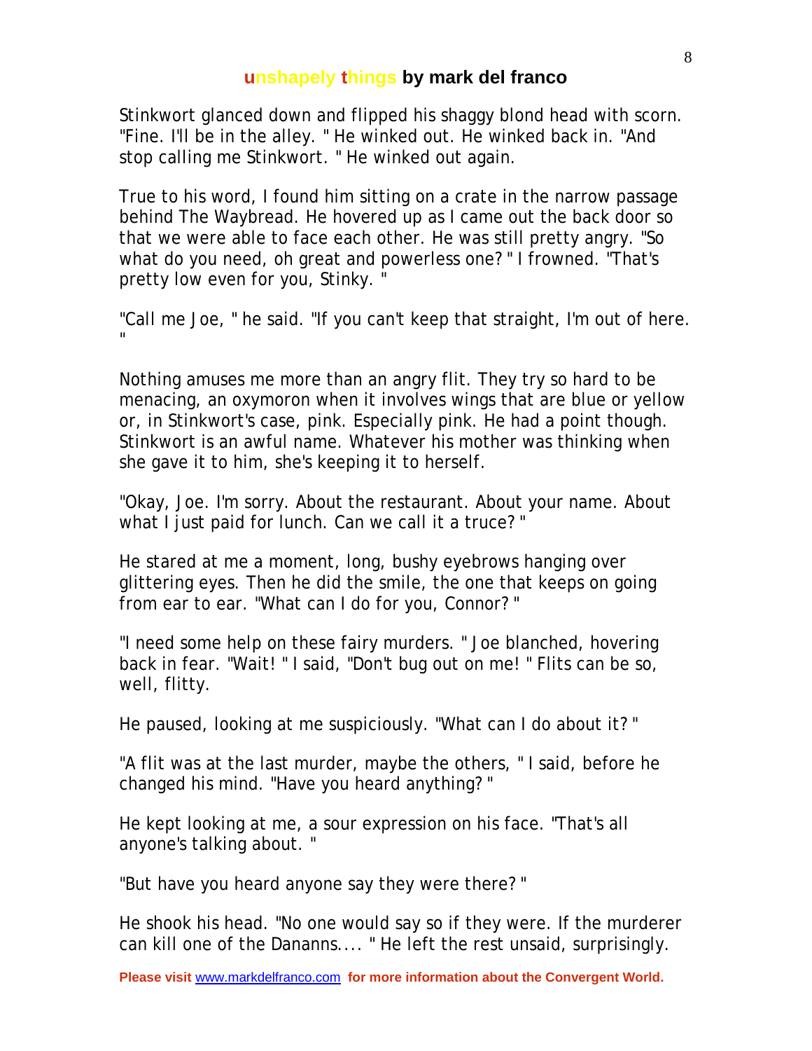Stinkwort glanced down and flipped his shaggy blond head with scorn. "Fine. I'll be in the alley. " He winked out. He winked back in. "And stop calling me Stinkwort. " He winked out again.

True to his word, I found him sitting on a crate in the narrow passage behind The Waybread. He hovered up as I came out the back door so that we were able to face each other. He was still pretty angry. "So what do you need, oh great and powerless one? " I frowned. "That's pretty low even for you, Stinky. "

"Call me Joe, " he said. "If you can't keep that straight, I'm out of here. "

Nothing amuses me more than an angry flit. They try so hard to be menacing, an oxymoron when it involves wings that are blue or yellow or, in Stinkwort's case, pink. Especially pink. He had a point though. Stinkwort is an awful name. Whatever his mother was thinking when she gave it to him, she's keeping it to herself.

"Okay, Joe. I'm sorry. About the restaurant. About your name. About what I just paid for lunch. Can we call it a truce? "

He stared at me a moment, long, bushy eyebrows hanging over glittering eyes. Then he did the smile, the one that keeps on going from ear to ear. "What can I do for you, Connor? "

"I need some help on these fairy murders. " Joe blanched, hovering back in fear. "Wait! " I said, "Don't bug out on me! " Flits can be so, well, flitty.

He paused, looking at me suspiciously. "What can I do about it? "

"A flit was at the last murder, maybe the others, " I said, before he changed his mind. "Have you heard anything? "

He kept looking at me, a sour expression on his face. "That's all anyone's talking about. "

"But have you heard anyone say they were there? "

He shook his head. "No one would say so if they were. If the murderer can kill one of the Danans.... " He left the rest unsaid, surprisingly.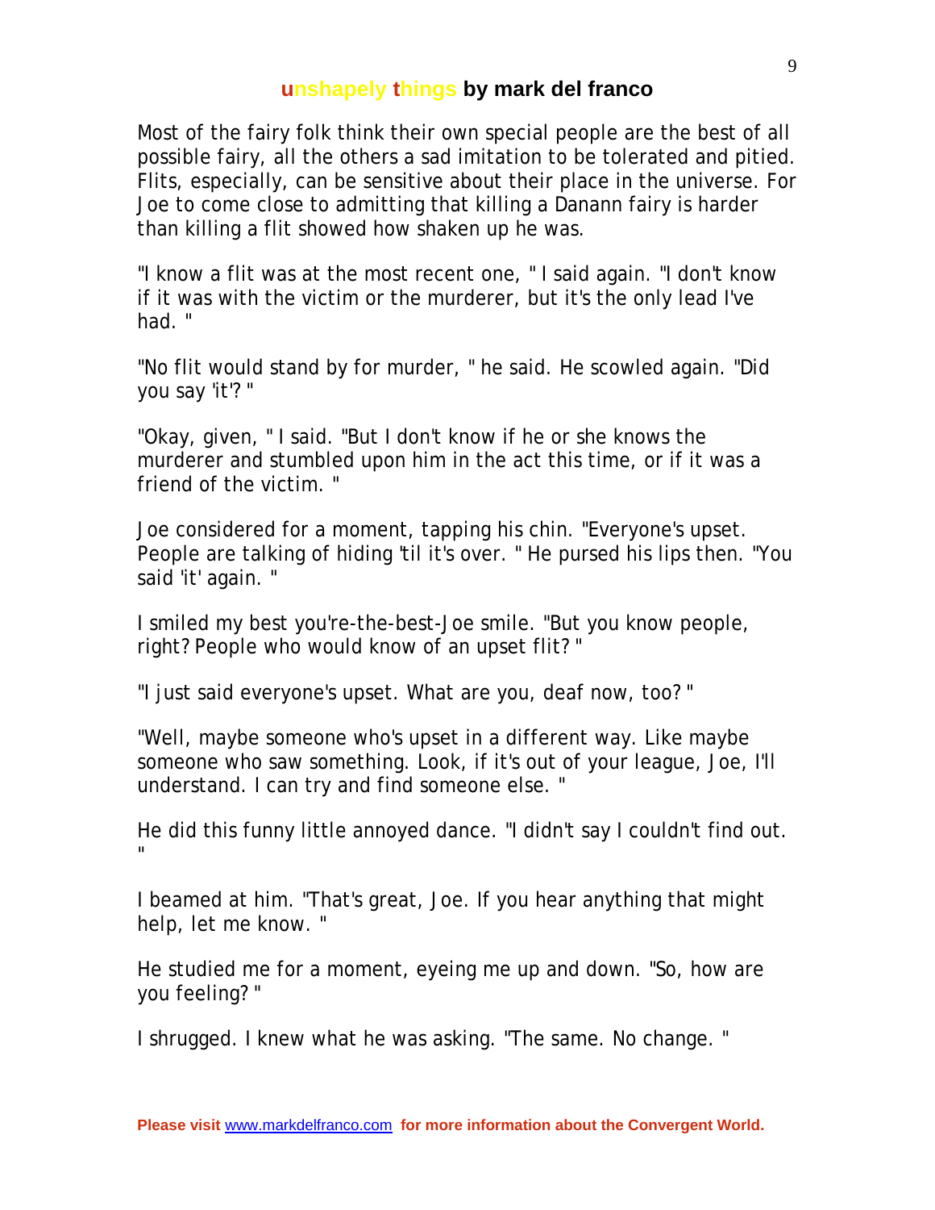Most of the fairy folk think their own special people are the best of all possible fairy, all the others a sad imitation to be tolerated and pitied. Flits, especially, can be sensitive about their place in the universe. For Joe to come close to admitting that killing a Danann fairy is harder than killing a flit showed how shaken up he was.

"I know a flit was at the most recent one, " I said again. "I don't know if it was with the victim or the murderer, but it's the only lead I've had. "

"No flit would stand by for murder, " he said. He scowled again. "Did you say 'it'? "

"Okay, given, " I said. "But I don't know if he or she knows the murderer and stumbled upon him in the act this time, or if it was a friend of the victim. "

Joe considered for a moment, tapping his chin. "Everyone's upset. People are talking of hiding 'til it's over. " He pursed his lips then. "You said 'it' again. "

I smiled my best you're-the-best-Joe smile. "But you know people, right? People who would know of an upset flit? "

"I just said everyone's upset. What are you, deaf now, too? "

"Well, maybe someone who's upset in a different way. Like maybe someone who saw something. Look, if it's out of your league, Joe, I'll understand. I can try and find someone else. "

He did this funny little annoyed dance. "I didn't say I couldn't find out. "

I beamed at him. "That's great, Joe. If you hear anything that might help, let me know. "

He studied me for a moment, eyeing me up and down. "So, how are you feeling? "

I shrugged. I knew what he was asking. "The same. No change. "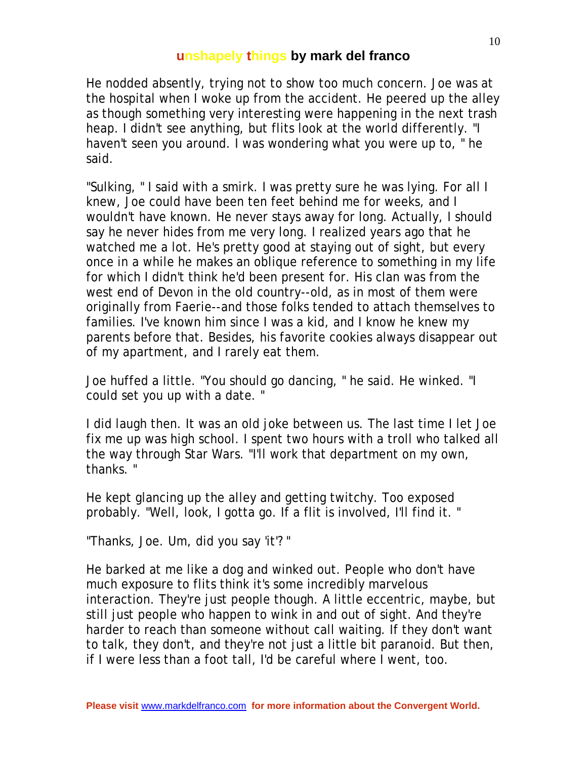He nodded absently, trying not to show too much concern. Joe was at the hospital when I woke up from the accident. He peered up the alley as though something very interesting were happening in the next trash heap. I didn't see anything, but flits look at the world differently. "I haven't seen you around. I was wondering what you were up to, " he said.

"Sulking, " I said with a smirk. I was pretty sure he was lying. For all I knew, Joe could have been ten feet behind me for weeks, and I wouldn't have known. He never stays away for long. Actually, I should say he never hides from me very long. I realized years ago that he watched me a lot. He's pretty good at staying out of sight, but every once in a while he makes an oblique reference to something in my life for which I didn't think he'd been present for. His clan was from the west end of Devon in the old country--old, as in most of them were originally from Faerie--and those folks tended to attach themselves to families. I've known him since I was a kid, and I know he knew my parents before that. Besides, his favorite cookies always disappear out of my apartment, and I rarely eat them.

Joe huffed a little. "You should go dancing, " he said. He winked. "I could set you up with a date. "

I did laugh then. It was an old joke between us. The last time I let Joe fix me up was high school. I spent two hours with a troll who talked all the way through Star Wars. "I'll work that department on my own, thanks. "

He kept glancing up the alley and getting twitchy. Too exposed probably. "Well, look, I gotta go. If a flit is involved, I'll find it. "

"Thanks, Joe. Um, did you say 'it'? "

He barked at me like a dog and winked out. People who don't have much exposure to flits think it's some incredibly marvelous interaction. They're just people though. A little eccentric, maybe, but still just people who happen to wink in and out of sight. And they're harder to reach than someone without call waiting. If they don't want to talk, they don't, and they're not just a little bit paranoid. But then, if I were less than a foot tall, I'd be careful where I went, too.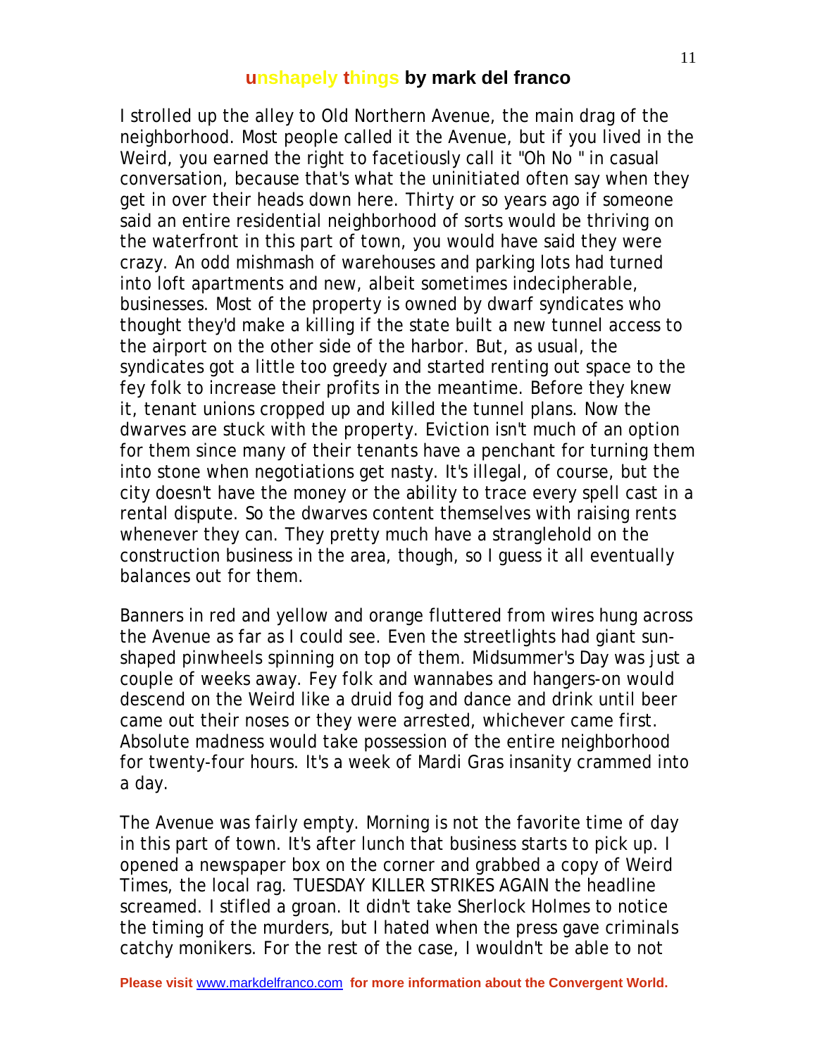I strolled up the alley to Old Northern Avenue, the main drag of the neighborhood. Most people called it the Avenue, but if you lived in the Weird, you earned the right to facetiously call it "Oh No " in casual conversation, because that's what the uninitiated often say when they get in over their heads down here. Thirty or so years ago if someone said an entire residential neighborhood of sorts would be thriving on the waterfront in this part of town, you would have said they were crazy. An odd mishmash of warehouses and parking lots had turned into loft apartments and new, albeit sometimes indecipherable, businesses. Most of the property is owned by dwarf syndicates who thought they'd make a killing if the state built a new tunnel access to the airport on the other side of the harbor. But, as usual, the syndicates got a little too greedy and started renting out space to the fey folk to increase their profits in the meantime. Before they knew it, tenant unions cropped up and killed the tunnel plans. Now the dwarves are stuck with the property. Eviction isn't much of an option for them since many of their tenants have a penchant for turning them into stone when negotiations get nasty. It's illegal, of course, but the city doesn't have the money or the ability to trace every spell cast in a rental dispute. So the dwarves content themselves with raising rents whenever they can. They pretty much have a stranglehold on the construction business in the area, though, so I guess it all eventually balances out for them.

Banners in red and yellow and orange fluttered from wires hung across the Avenue as far as I could see. Even the streetlights had giant sun-shaped pinwheels spinning on top of them. Midsummer's Day was just a couple of weeks away. Fey folk and wannabes and hangers-on would descend on the Weird like a druid fog and dance and drink until beer came out their noses or they were arrested, whichever came first. Absolute madness would take possession of the entire neighborhood for twenty-four hours. It's a week of Mardi Gras insanity crammed into a day.

The Avenue was fairly empty. Morning is not the favorite time of day in this part of town. It's after lunch that business starts to pick up. I opened a newspaper box on the corner and grabbed a copy of Weird Times, the local rag. TUESDAY KILLER STRIKES AGAIN the headline screamed. I stifled a groan. It didn't take Sherlock Holmes to notice the timing of the murders, but I hated when the press gave criminals catchy monikers. For the rest of the case, I wouldn't be able to not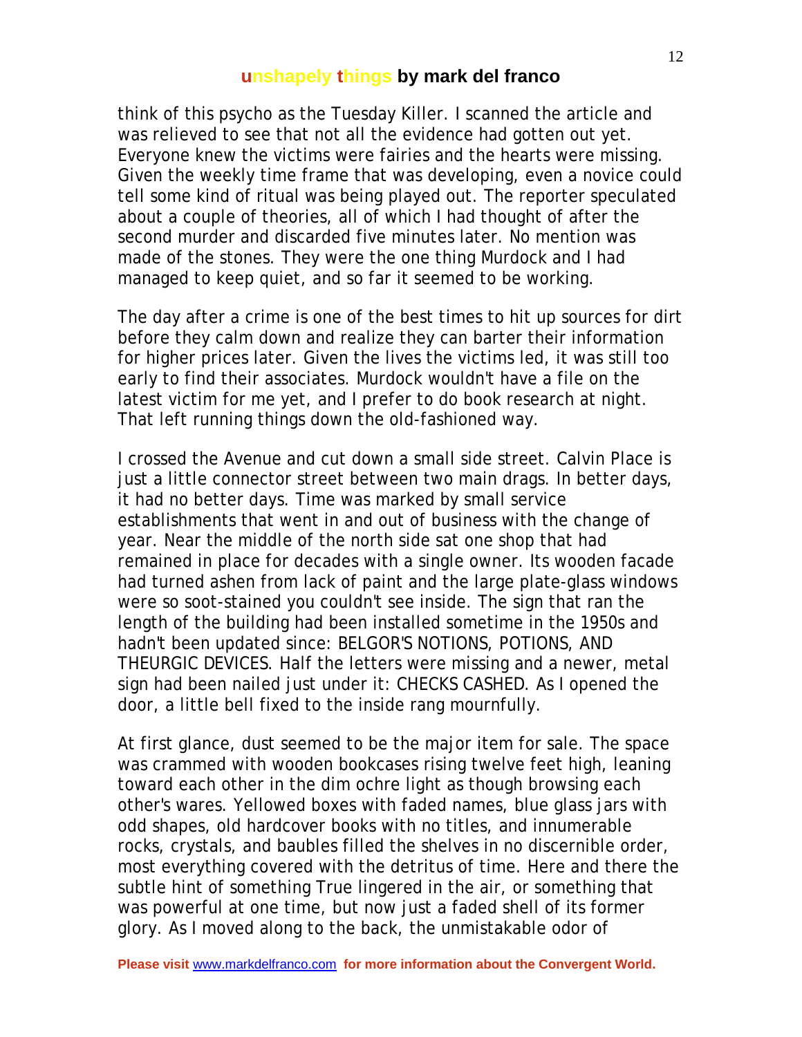think of this psycho as the Tuesday Killer. I scanned the article and was relieved to see that not all the evidence had gotten out yet. Everyone knew the victims were fairies and the hearts were missing. Given the weekly time frame that was developing, even a novice could tell some kind of ritual was being played out. The reporter speculated about a couple of theories, all of which I had thought of after the second murder and discarded five minutes later. No mention was made of the stones. They were the one thing Murdock and I had managed to keep quiet, and so far it seemed to be working.

The day after a crime is one of the best times to hit up sources for dirt before they calm down and realize they can barter their information for higher prices later. Given the lives the victims led, it was still too early to find their associates. Murdock wouldn't have a file on the latest victim for me yet, and I prefer to do book research at night. That left running things down the old-fashioned way.

I crossed the Avenue and cut down a small side street. Calvin Place is just a little connector street between two main drags. In better days, it had no better days. Time was marked by small service establishments that went in and out of business with the change of year. Near the middle of the north side sat one shop that had remained in place for decades with a single owner. Its wooden facade had turned ashen from lack of paint and the large plate-glass windows were so soot-stained you couldn't see inside. The sign that ran the length of the building had been installed sometime in the 1950s and hadn't been updated since: BELGOR'S NOTIONS, POTIONS, AND THEURGIC DEVICES. Half the letters were missing and a newer, metal sign had been nailed just under it: CHECKS CASHED. As I opened the door, a little bell fixed to the inside rang mournfully.

At first glance, dust seemed to be the major item for sale. The space was crammed with wooden bookcases rising twelve feet high, leaning toward each other in the dim ochre light as though browsing each other's wares. Yellowed boxes with faded names, blue glass jars with odd shapes, old hardcover books with no titles, and innumerable rocks, crystals, and baubles filled the shelves in no discernible order, most everything covered with the detritus of time. Here and there the subtle hint of something True lingered in the air, or something that was powerful at one time, but now just a faded shell of its former glory. As I moved along to the back, the unmistakable odor of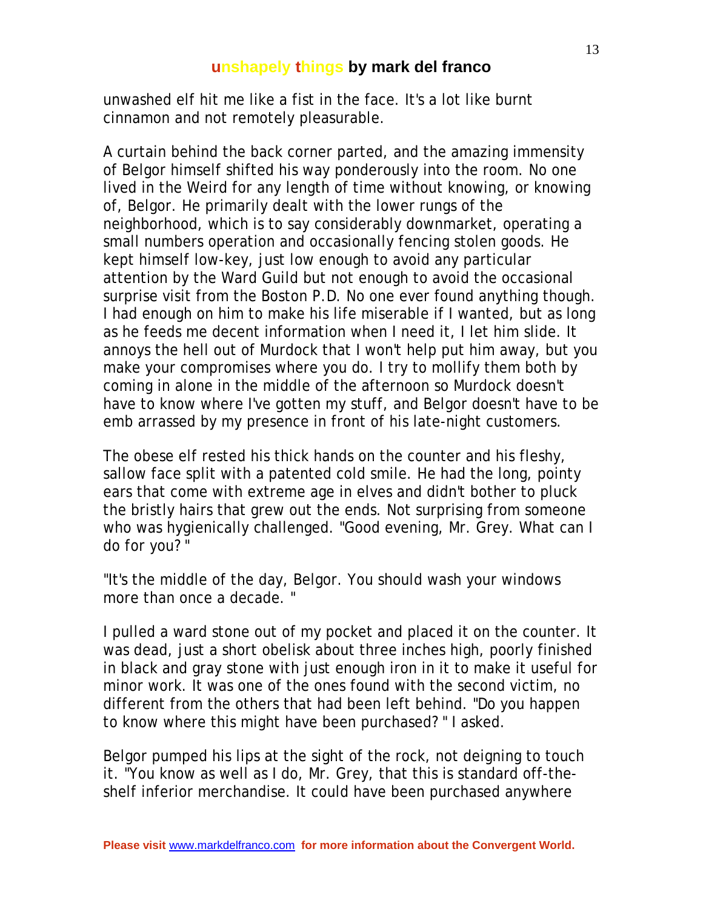unwashed elf hit me like a fist in the face. It's a lot like burnt cinnamon and not remotely pleasurable.

A curtain behind the back corner parted, and the amazing immensity of Belgor himself shifted his way ponderously into the room. No one lived in the Weird for any length of time without knowing, or knowing of, Belgor. He primarily dealt with the lower rungs of the neighborhood, which is to say considerably downmarket, operating a small numbers operation and occasionally fencing stolen goods. He kept himself low-key, just low enough to avoid any particular attention by the Ward Guild but not enough to avoid the occasional surprise visit from the Boston P.D. No one ever found anything though. I had enough on him to make his life miserable if I wanted, but as long as he feeds me decent information when I need it, I let him slide. It annoys the hell out of Murdock that I won't help put him away, but you make your compromises where you do. I try to mollify them both by coming in alone in the middle of the afternoon so Murdock doesn't have to know where I've gotten my stuff, and Belgor doesn't have to be emb arrassed by my presence in front of his late-night customers.

The obese elf rested his thick hands on the counter and his fleshy, sallow face split with a patented cold smile. He had the long, pointy ears that come with extreme age in elves and didn't bother to pluck the bristly hairs that grew out the ends. Not surprising from someone who was hygienically challenged. "Good evening, Mr. Grey. What can I do for you? "

"It's the middle of the day, Belgor. You should wash your windows more than once a decade. "

I pulled a ward stone out of my pocket and placed it on the counter. It was dead, just a short obelisk about three inches high, poorly finished in black and gray stone with just enough iron in it to make it useful for minor work. It was one of the ones found with the second victim, no different from the others that had been left behind. "Do you happen to know where this might have been purchased? " I asked.

Belgor pumped his lips at the sight of the rock, not deigning to touch it. "You know as well as I do, Mr. Grey, that this is standard off-the-shelf inferior merchandise. It could have been purchased anywhere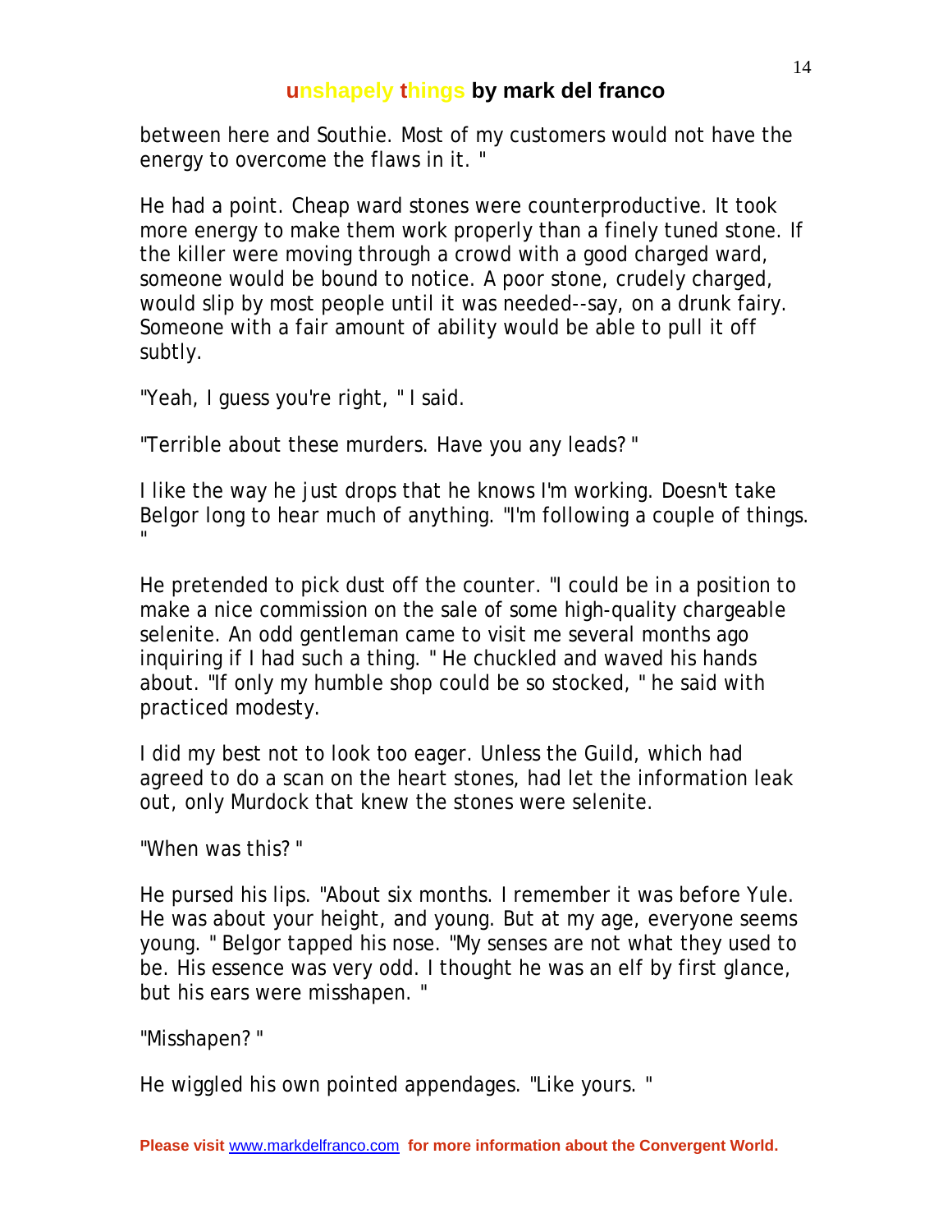between here and Southie. Most of my customers would not have the energy to overcome the flaws in it. "

He had a point. Cheap ward stones were counterproductive. It took more energy to make them work properly than a finely tuned stone. If the killer were moving through a crowd with a good charged ward, someone would be bound to notice. A poor stone, crudely charged, would slip by most people until it was needed--say, on a drunk fairy. Someone with a fair amount of ability would be able to pull it off subtly.

"Yeah, I guess you're right, " I said.

"Terrible about these murders. Have you any leads? "

I like the way he just drops that he knows I'm working. Doesn't take Belgor long to hear much of anything. "I'm following a couple of things. "

He pretended to pick dust off the counter. "I could be in a position to make a nice commission on the sale of some high-quality chargeable selenite. An odd gentleman came to visit me several months ago inquiring if I had such a thing. " He chuckled and waved his hands about. "If only my humble shop could be so stocked, " he said with practiced modesty.

I did my best not to look too eager. Unless the Guild, which had agreed to do a scan on the heart stones, had let the information leak out, only Murdock that knew the stones were selenite.

"When was this? "

He pursed his lips. "About six months. I remember it was before Yule. He was about your height, and young. But at my age, everyone seems young. " Belgor tapped his nose. "My senses are not what they used to be. His essence was very odd. I thought he was an elf by first glance, but his ears were misshapen. "

"Misshapen? "

He wiggled his own pointed appendages. "Like yours. "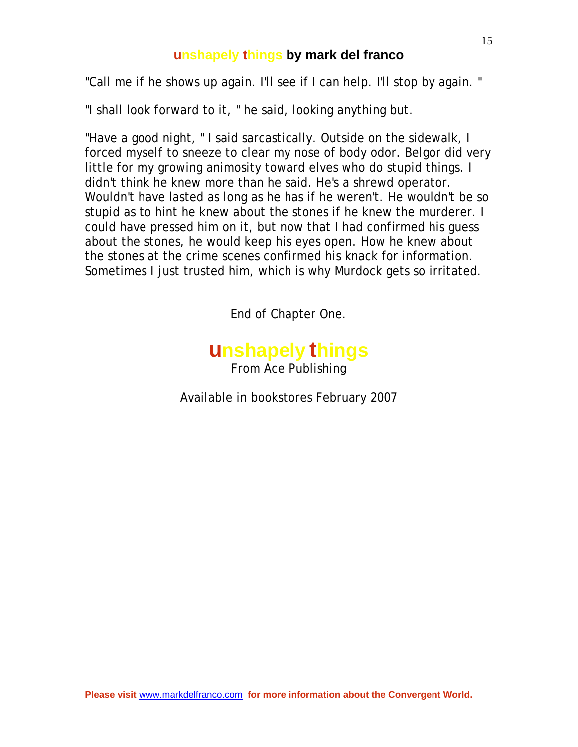"Call me if he shows up again. I'll see if I can help. I'll stop by again. "

"I shall look forward to it, " he said, looking anything but.

"Have a good night, " I said sarcastically. Outside on the sidewalk, I forced myself to sneeze to clear my nose of body odor. Belgor did very little for my growing animosity toward elves who do stupid things. I didn't think he knew more than he said. He's a shrewd operator. Wouldn't have lasted as long as he has if he weren't. He wouldn't be so stupid as to hint he knew about the stones if he knew the murderer. I could have pressed him on it, but now that I had confirmed his guess about the stones, he would keep his eyes open. How he knew about the stones at the crime scenes confirmed his knack for information. Sometimes I just trusted him, which is why Murdock gets so irritated.

End of Chapter One.

## unshapely things

From Ace Publishing

Available in bookstores February 2007

**Please visit www.markdelfranco.com for more information about the Convergent World.**